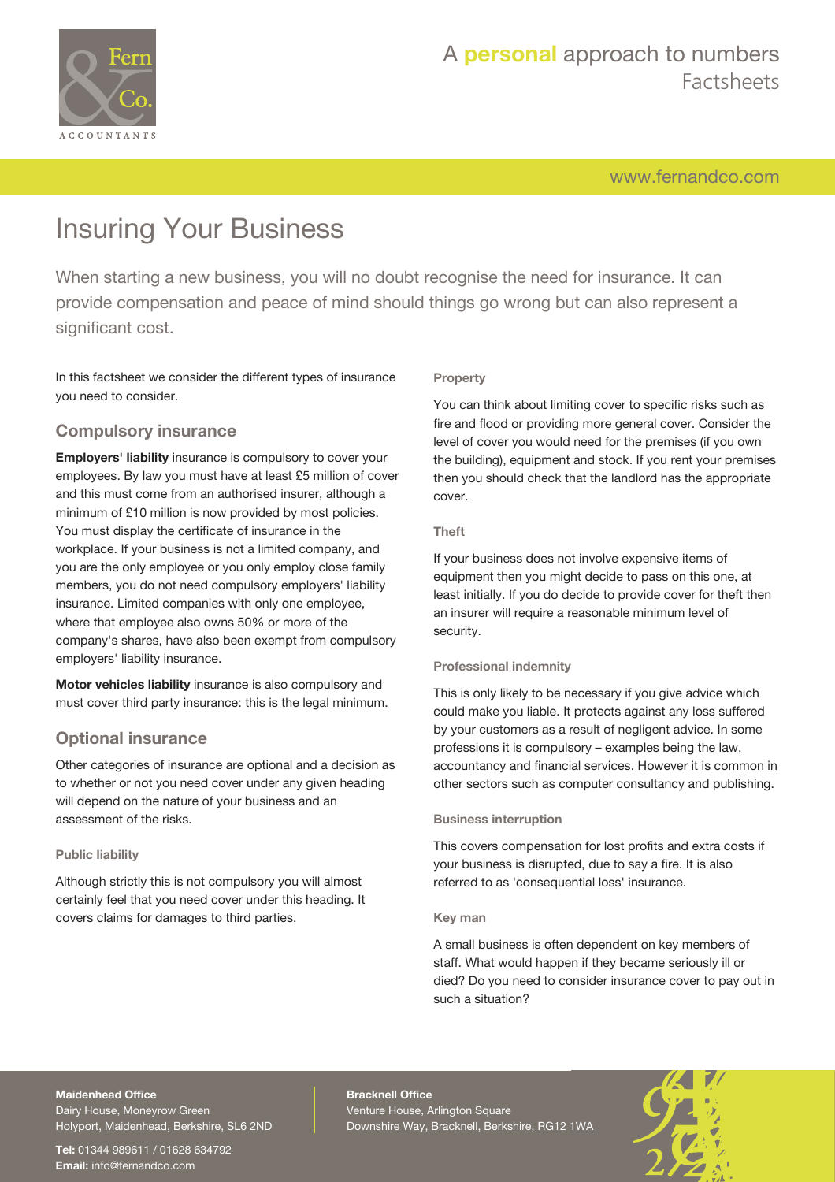# Insuring Your Business

When starting a new business, you will no doubt recognise the need for insurance. It can provide compensation and peace of mind should things go wrong but can also represent a significant cost.

In this factsheet we consider the different types of insurance you need to consider.

## Compulsory insurance

**Employers' liability** insurance is compulsory to cover your employees. By law you must have at least £5 million of cover and this must come from an authorised insurer, although a minimum of £10 million is now provided by most policies. You must display the certificate of insurance in the workplace. If your business is not a limited company, and you are the only employee or you only employ close family members, you do not need compulsory employers' liability insurance. Limited companies with only one employee, where that employee also owns 50% or more of the company's shares, have also been exempt from compulsory employers' liability insurance.

**Motor vehicles liability** insurance is also compulsory and must cover third party insurance: this is the legal minimum.

## Optional insurance

Other categories of insurance are optional and a decision as to whether or not you need cover under any given heading will depend on the nature of your business and an assessment of the risks.

### Public liability

Although strictly this is not compulsory you will almost certainly feel that you need cover under this heading. It covers claims for damages to third parties.

### Property

You can think about limiting cover to specific risks such as fire and flood or providing more general cover. Consider the level of cover you would need for the premises (if you own the building), equipment and stock. If you rent your premises then you should check that the landlord has the appropriate cover.

### Theft

If your business does not involve expensive items of equipment then you might decide to pass on this one, at least initially. If you do decide to provide cover for theft then an insurer will require a reasonable minimum level of security.

### Professional indemnity

This is only likely to be necessary if you give advice which could make you liable. It protects against any loss suffered by your customers as a result of negligent advice. In some professions it is compulsory – examples being the law, accountancy and financial services. However it is common in other sectors such as computer consultancy and publishing.

### Business interruption

This covers compensation for lost profits and extra costs if your business is disrupted, due to say a fire. It is also referred to as 'consequential loss' insurance.

### Key man

A small business is often dependent on key members of staff. What would happen if they became seriously ill or died? Do you need to consider insurance cover to pay out in such a situation?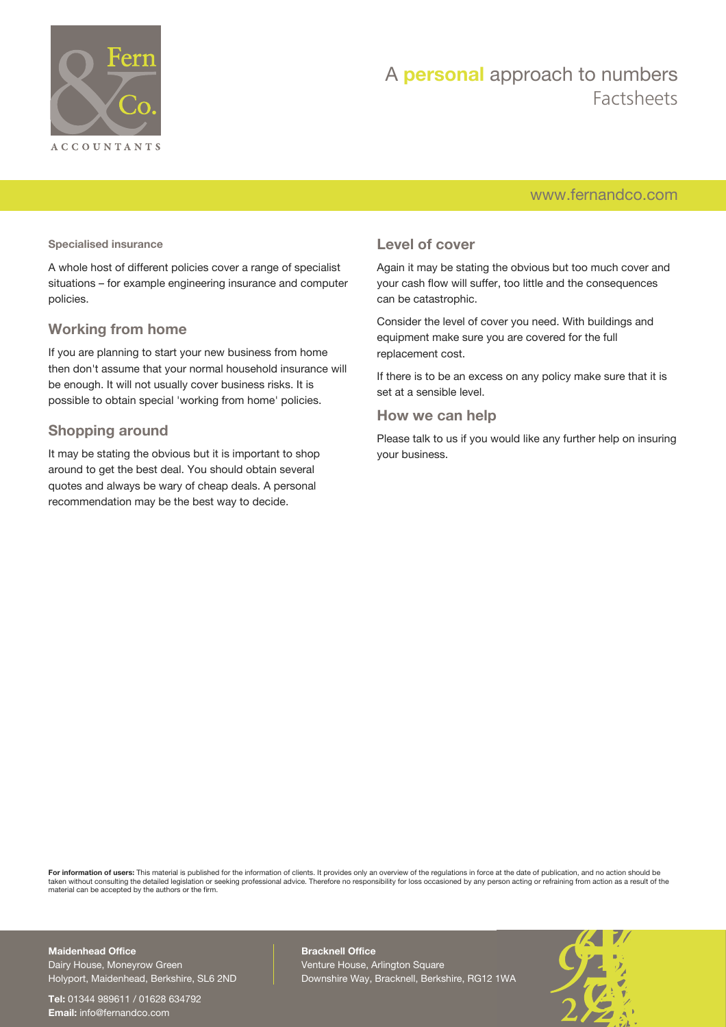**Specialised insurance**

A whole host of different policies cover a range of specialist situations – for example engineering insurance and computer policies.

## Working from home

If you are planning to start your new business from home then don't assume that your normal household insurance will be enough. It will not usually cover business risks. It is possible to obtain special 'working from home' policies.

## Shopping around

It may be stating the obvious but it is important to shop around to get the best deal. You should obtain several quotes and always be wary of cheap deals. A personal recommendation may be the best way to decide.

## Level of cover

Again it may be stating the obvious but too much cover and your cash flow will suffer, too little and the consequences can be catastrophic.

Consider the level of cover you need. With buildings and equipment make sure you are covered for the full replacement cost.

If there is to be an excess on any policy make sure that it is set at a sensible level.

## How we can help

Please talk to us if you would like any further help on insuring your business.

**For information of users:** This material is published for the information of clients. It provides only an overview of the regulations in force at the date of publication, and no action should be taken without consulting the detailed legislation or seeking professional advice. Therefore no responsibility for loss occasioned by any person acting or refraining from action as a result of the material can be accepted by the authors or the firm.

**Maidenhead Office**
Dairy House, Moneyrow Green
Holyport, Maidenhead, Berkshire, SL6 2ND

**Bracknell Office**
Venture House, Arlington Square
Downshire Way, Bracknell, Berkshire, RG12 1WA

**Tel:** 01344 989611 / 01628 634792
**Email:** info@fernandco.com